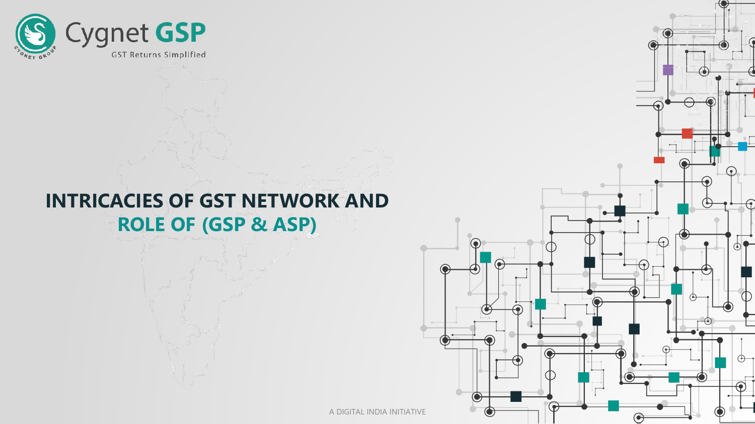Cygnet GSP

GST Returns Simplified

# INTRICACIES OF GST NETWORK AND ROLE OF (GSP & ASP)

A DIGITAL INDIA INITIATIVE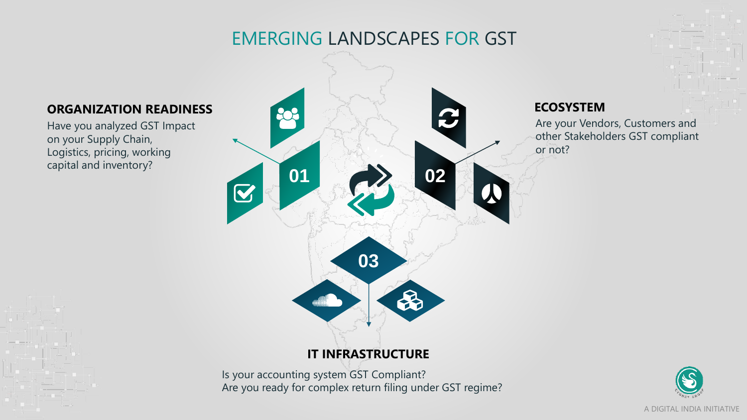# EMERGING LANDSCAPES FOR GST

01

## ORGANIZATION READINESS

Have you analyzed GST Impact on your Supply Chain, Logistics, pricing, working capital and inventory?

02

## ECOSYSTEM

Are your Vendors, Customers and other Stakeholders GST compliant or not?

03

## IT INFRASTRUCTURE

Is your accounting system GST Compliant?
Are you ready for complex return filing under GST regime?

A DIGITAL INDIA INITIATIVE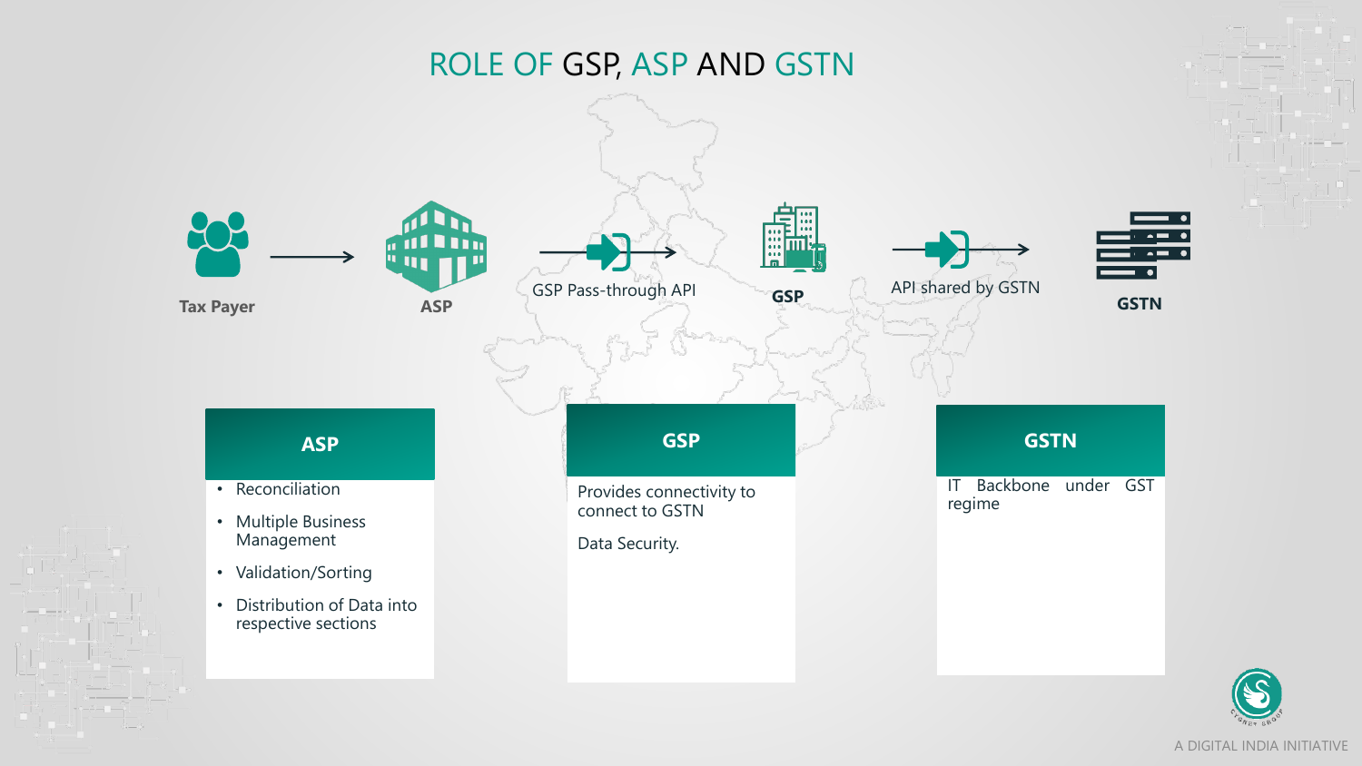# ROLE OF GSP, ASP AND GSTN

Tax Payer → ASP → GSP Pass-through API → GSP → API shared by GSTN → GSTN

## ASP

- Reconciliation
- Multiple Business Management
- Validation/Sorting
- Distribution of Data into respective sections

## GSP

Provides connectivity to connect to GSTN

Data Security.

## GSTN

IT Backbone under GST regime

A DIGITAL INDIA INITIATIVE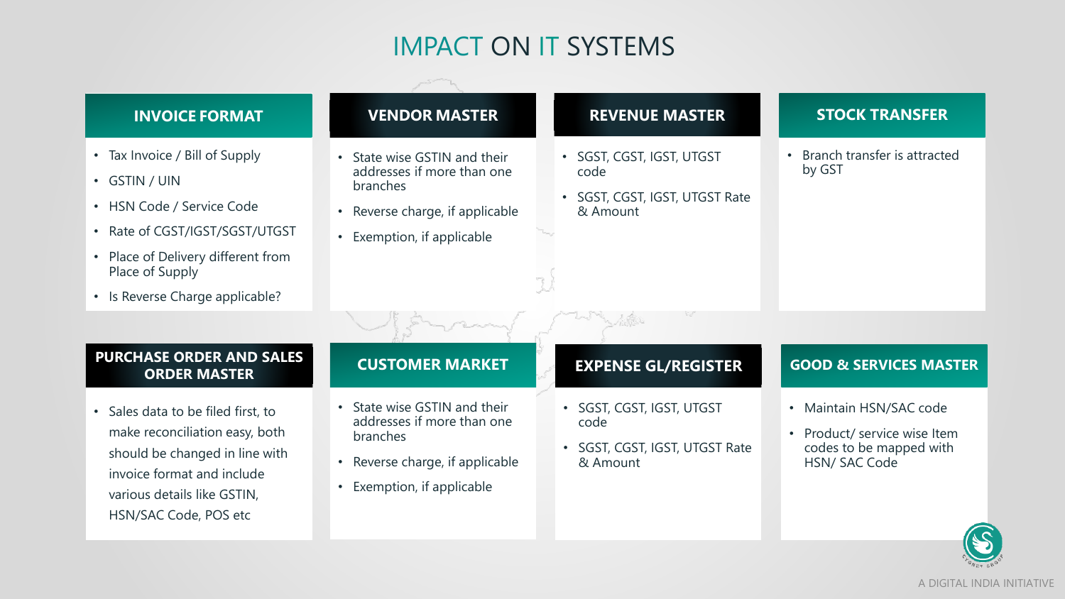# IMPACT ON IT SYSTEMS

## INVOICE FORMAT

- Tax Invoice / Bill of Supply
- GSTIN / UIN
- HSN Code / Service Code
- Rate of CGST/IGST/SGST/UTGST
- Place of Delivery different from Place of Supply
- Is Reverse Charge applicable?

## VENDOR MASTER

- State wise GSTIN and their addresses if more than one branches
- Reverse charge, if applicable
- Exemption, if applicable

## REVENUE MASTER

- SGST, CGST, IGST, UTGST code
- SGST, CGST, IGST, UTGST Rate & Amount

## STOCK TRANSFER

- Branch transfer is attracted by GST

## PURCHASE ORDER AND SALES ORDER MASTER

- Sales data to be filed first, to make reconciliation easy, both should be changed in line with invoice format and include various details like GSTIN, HSN/SAC Code, POS etc

## CUSTOMER MARKET

- State wise GSTIN and their addresses if more than one branches
- Reverse charge, if applicable
- Exemption, if applicable

## EXPENSE GL/REGISTER

- SGST, CGST, IGST, UTGST code
- SGST, CGST, IGST, UTGST Rate & Amount

## GOOD & SERVICES MASTER

- Maintain HSN/SAC code
- Product/ service wise Item codes to be mapped with HSN/ SAC Code

A DIGITAL INDIA INITIATIVE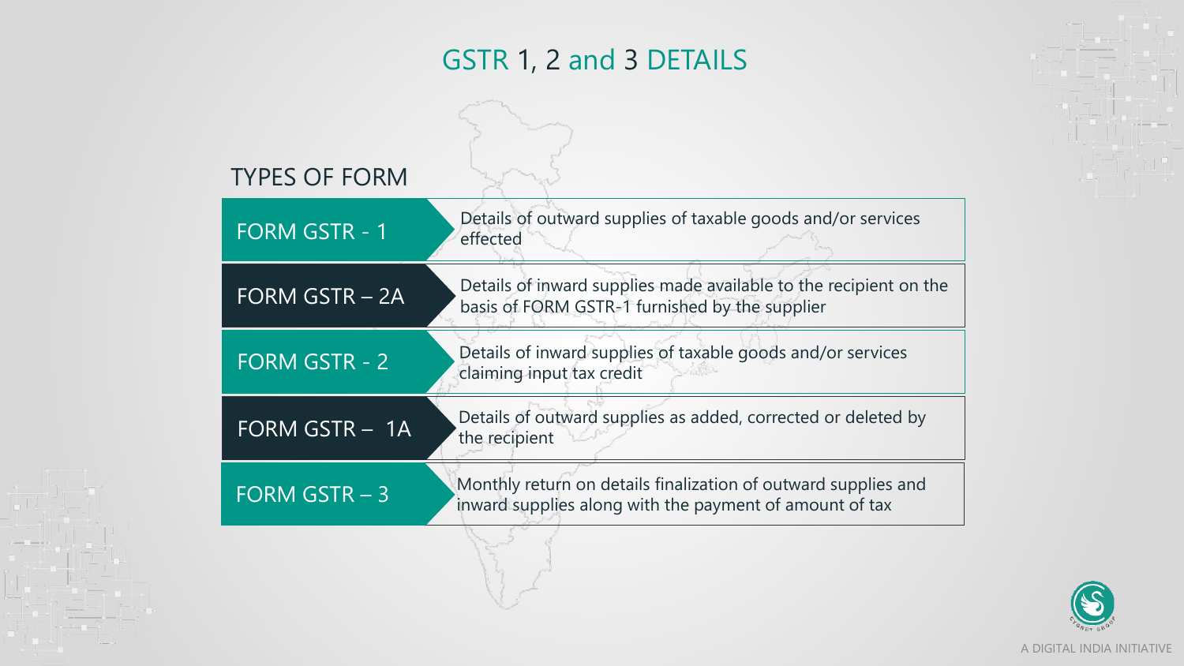# GSTR 1, 2 and 3 DETAILS

## TYPES OF FORM

| Form | Details |
|---|---|
| FORM GSTR - 1 | Details of outward supplies of taxable goods and/or services effected |
| FORM GSTR – 2A | Details of inward supplies made available to the recipient on the basis of FORM GSTR-1 furnished by the supplier |
| FORM GSTR - 2 | Details of inward supplies of taxable goods and/or services claiming input tax credit |
| FORM GSTR – 1A | Details of outward supplies as added, corrected or deleted by the recipient |
| FORM GSTR – 3 | Monthly return on details finalization of outward supplies and inward supplies along with the payment of amount of tax |

A DIGITAL INDIA INITIATIVE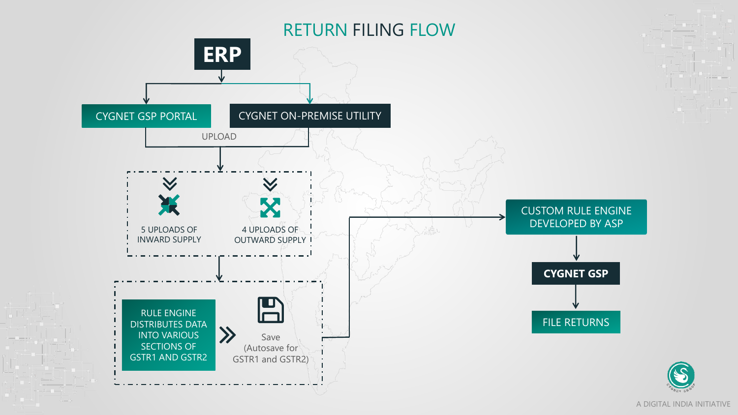# RETURN FILING FLOW

**ERP**

CYGNET GSP PORTAL

CYGNET ON-PREMISE UTILITY

UPLOAD

5 UPLOADS OF INWARD SUPPLY

4 UPLOADS OF OUTWARD SUPPLY

RULE ENGINE DISTRIBUTES DATA INTO VARIOUS SECTIONS OF GSTR1 AND GSTR2

Save (Autosave for GSTR1 and GSTR2)

CUSTOM RULE ENGINE DEVELOPED BY ASP

**CYGNET GSP**

FILE RETURNS

A DIGITAL INDIA INITIATIVE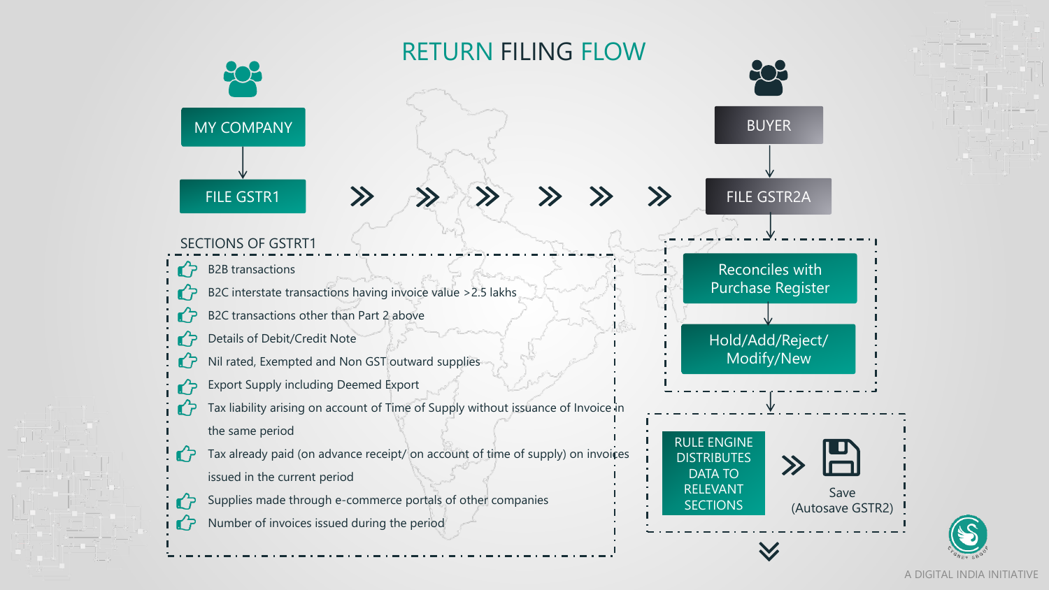# RETURN FILING FLOW

**MY COMPANY** → **FILE GSTR1** » » » » » » **FILE GSTR2A** ← **BUYER**

## SECTIONS OF GSTRT1

- B2B transactions
- B2C interstate transactions having invoice value >2.5 lakhs
- B2C transactions other than Part 2 above
- Details of Debit/Credit Note
- Nil rated, Exempted and Non GST outward supplies
- Export Supply including Deemed Export
- Tax liability arising on account of Time of Supply without issuance of Invoice in the same period
- Tax already paid (on advance receipt/ on account of time of supply) on invoices issued in the current period
- Supplies made through e-commerce portals of other companies
- Number of invoices issued during the period

FILE GSTR2A → Reconciles with Purchase Register → Hold/Add/Reject/ Modify/New

RULE ENGINE DISTRIBUTES DATA TO RELEVANT SECTIONS » Save (Autosave GSTR2)

A DIGITAL INDIA INITIATIVE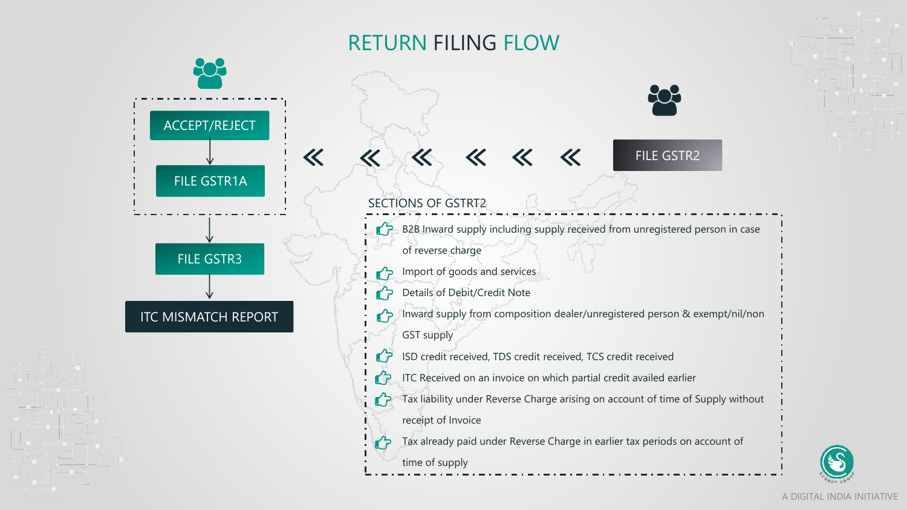# RETURN FILING FLOW

- ACCEPT/REJECT
- FILE GSTR1A
- FILE GSTR3
- ITC MISMATCH REPORT

FILE GSTR2

## SECTIONS OF GSTRT2

- B2B Inward supply including supply received from unregistered person in case of reverse charge
- Import of goods and services
- Details of Debit/Credit Note
- Inward supply from composition dealer/unregistered person & exempt/nil/non GST supply
- ISD credit received, TDS credit received, TCS credit received
- ITC Received on an invoice on which partial credit availed earlier
- Tax liability under Reverse Charge arising on account of time of Supply without receipt of Invoice
- Tax already paid under Reverse Charge in earlier tax periods on account of time of supply

A DIGITAL INDIA INITIATIVE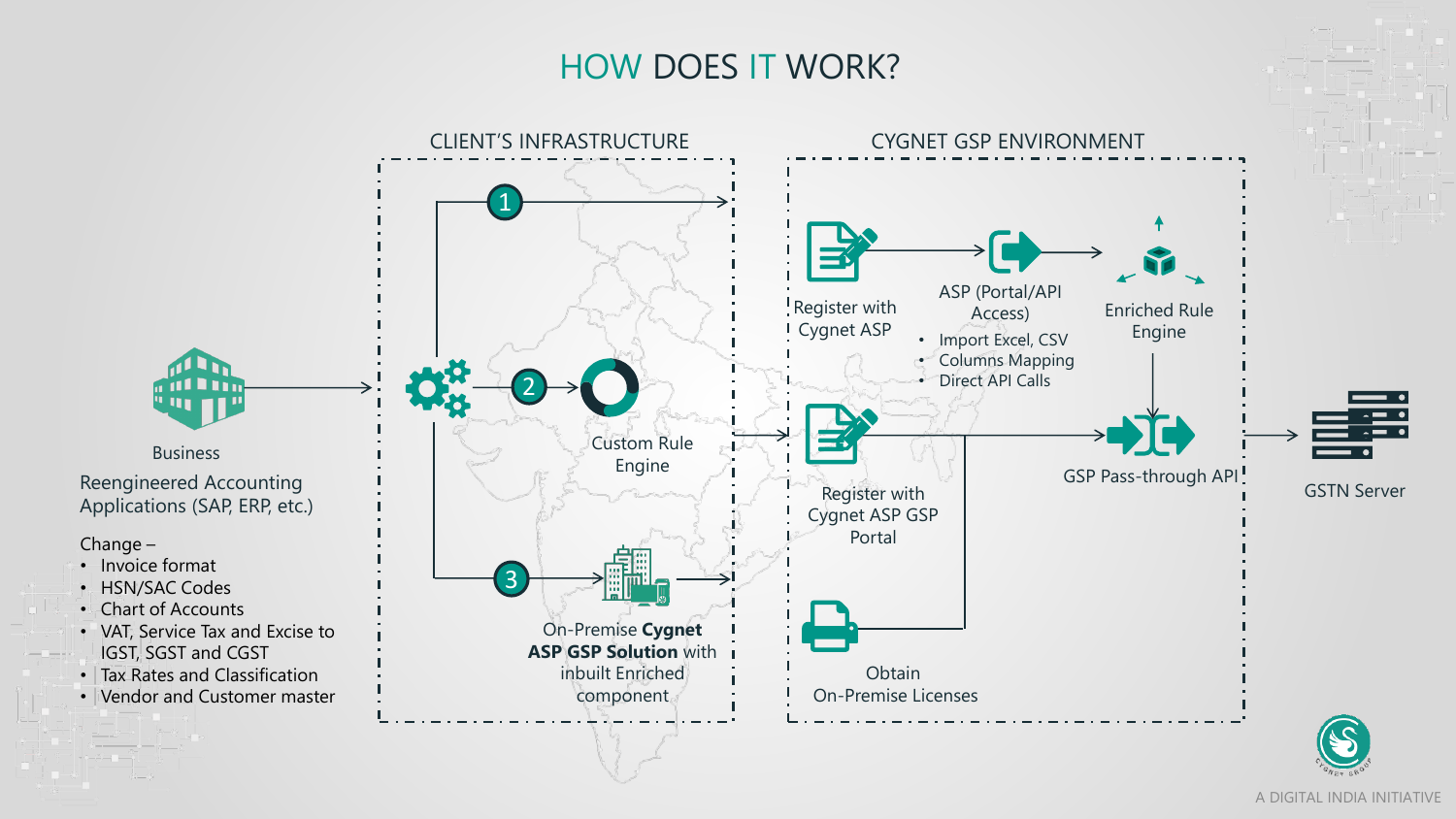# HOW DOES IT WORK?

## CLIENT'S INFRASTRUCTURE

Business

Reengineered Accounting Applications (SAP, ERP, etc.)

Change –

- Invoice format
- HSN/SAC Codes
- Chart of Accounts
- VAT, Service Tax and Excise to IGST, SGST and CGST
- Tax Rates and Classification
- Vendor and Customer master

1

2 Custom Rule Engine

3 On-Premise **Cygnet ASP GSP Solution** with inbuilt Enriched component

## CYGNET GSP ENVIRONMENT

Register with Cygnet ASP

ASP (Portal/API Access)

- Import Excel, CSV
- Columns Mapping
- Direct API Calls

Enriched Rule Engine

Register with Cygnet ASP GSP Portal

GSP Pass-through API

Obtain On-Premise Licenses

GSTN Server

A DIGITAL INDIA INITIATIVE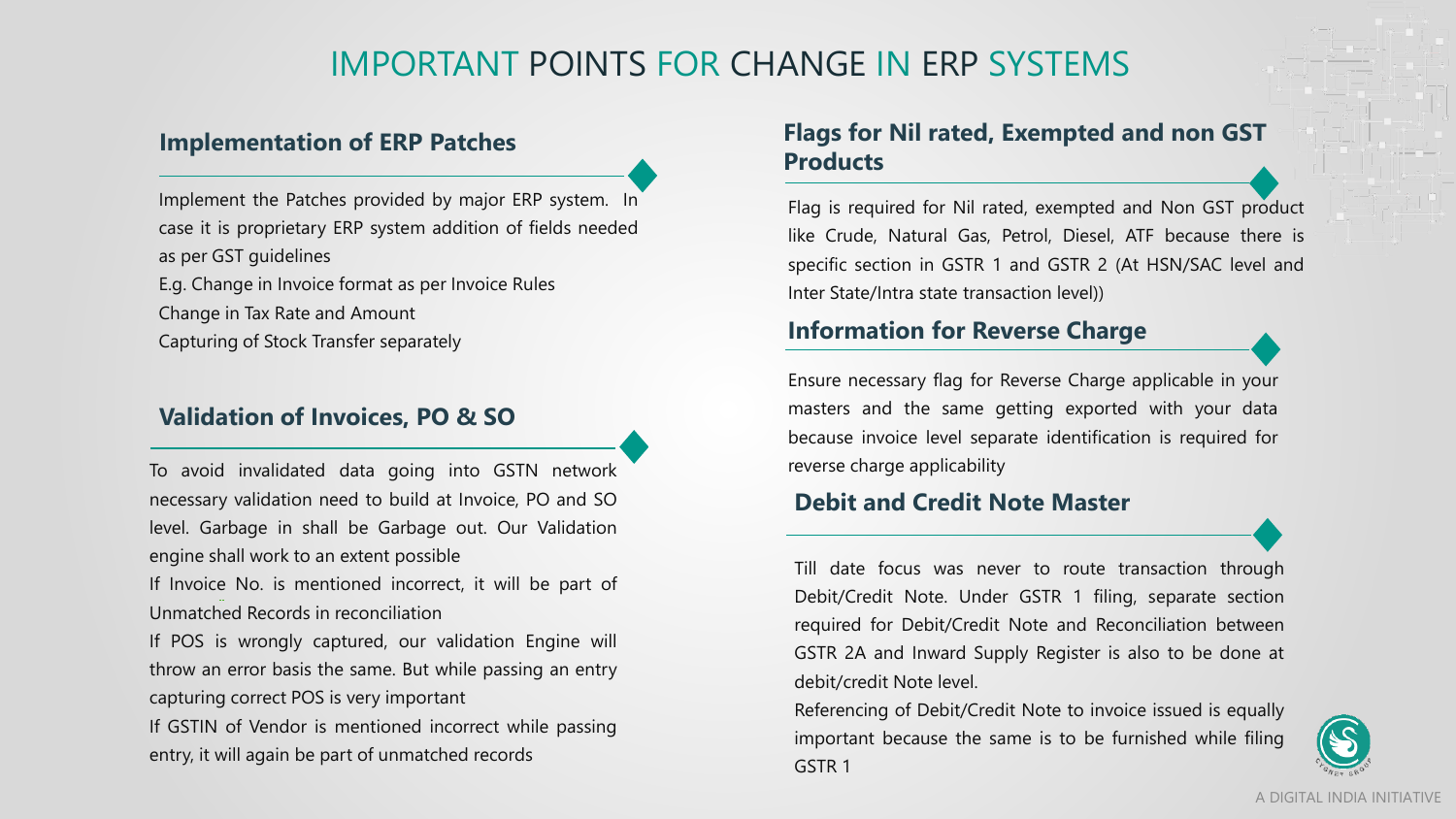# IMPORTANT POINTS FOR CHANGE IN ERP SYSTEMS

## Implementation of ERP Patches

Implement the Patches provided by major ERP system. In case it is proprietary ERP system addition of fields needed as per GST guidelines

E.g. Change in Invoice format as per Invoice Rules

Change in Tax Rate and Amount

Capturing of Stock Transfer separately

## Validation of Invoices, PO & SO

To avoid invalidated data going into GSTN network necessary validation need to build at Invoice, PO and SO level. Garbage in shall be Garbage out. Our Validation engine shall work to an extent possible

If Invoice No. is mentioned incorrect, it will be part of Unmatched Records in reconciliation

If POS is wrongly captured, our validation Engine will throw an error basis the same. But while passing an entry capturing correct POS is very important

If GSTIN of Vendor is mentioned incorrect while passing entry, it will again be part of unmatched records

## Flags for Nil rated, Exempted and non GST Products

Flag is required for Nil rated, exempted and Non GST product like Crude, Natural Gas, Petrol, Diesel, ATF because there is specific section in GSTR 1 and GSTR 2 (At HSN/SAC level and Inter State/Intra state transaction level))

## Information for Reverse Charge

Ensure necessary flag for Reverse Charge applicable in your masters and the same getting exported with your data because invoice level separate identification is required for reverse charge applicability

## Debit and Credit Note Master

Till date focus was never to route transaction through Debit/Credit Note. Under GSTR 1 filing, separate section required for Debit/Credit Note and Reconciliation between GSTR 2A and Inward Supply Register is also to be done at debit/credit Note level.

Referencing of Debit/Credit Note to invoice issued is equally important because the same is to be furnished while filing GSTR 1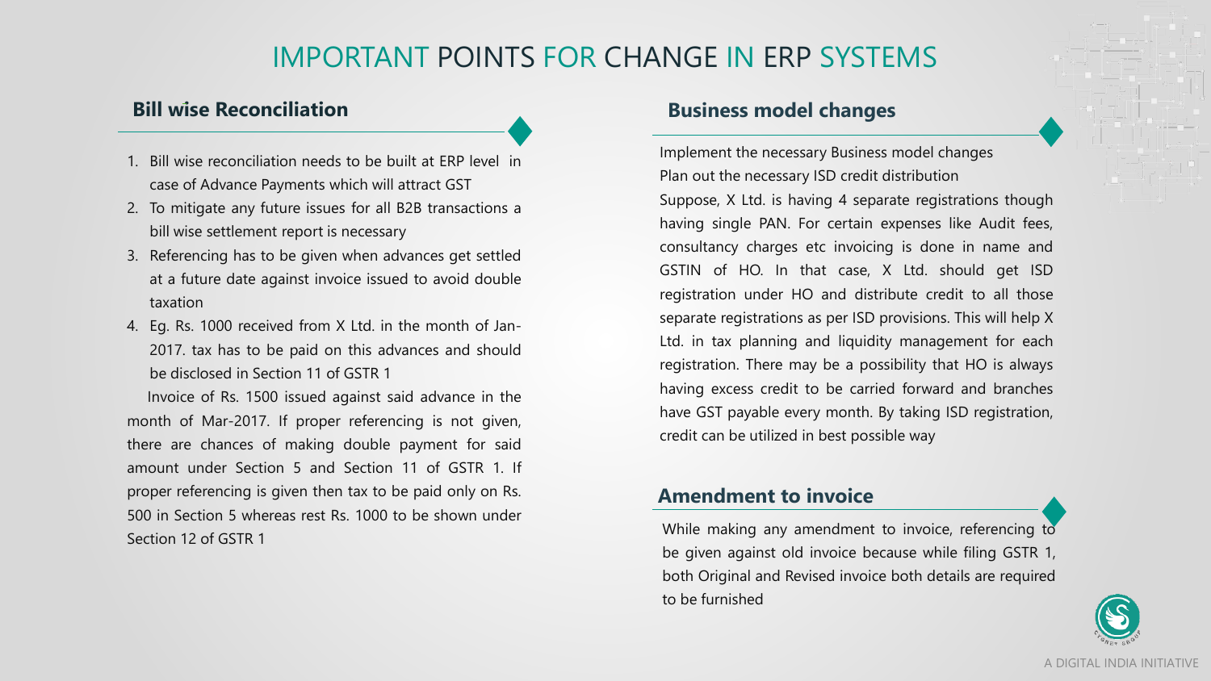# IMPORTANT POINTS FOR CHANGE IN ERP SYSTEMS

## Bill wise Reconciliation

1. Bill wise reconciliation needs to be built at ERP level in case of Advance Payments which will attract GST
2. To mitigate any future issues for all B2B transactions a bill wise settlement report is necessary
3. Referencing has to be given when advances get settled at a future date against invoice issued to avoid double taxation
4. Eg. Rs. 1000 received from X Ltd. in the month of Jan-2017. tax has to be paid on this advances and should be disclosed in Section 11 of GSTR 1

Invoice of Rs. 1500 issued against said advance in the month of Mar-2017. If proper referencing is not given, there are chances of making double payment for said amount under Section 5 and Section 11 of GSTR 1. If proper referencing is given then tax to be paid only on Rs. 500 in Section 5 whereas rest Rs. 1000 to be shown under Section 12 of GSTR 1

## Business model changes

Implement the necessary Business model changes

Plan out the necessary ISD credit distribution

Suppose, X Ltd. is having 4 separate registrations though having single PAN. For certain expenses like Audit fees, consultancy charges etc invoicing is done in name and GSTIN of HO. In that case, X Ltd. should get ISD registration under HO and distribute credit to all those separate registrations as per ISD provisions. This will help X Ltd. in tax planning and liquidity management for each registration. There may be a possibility that HO is always having excess credit to be carried forward and branches have GST payable every month. By taking ISD registration, credit can be utilized in best possible way

## Amendment to invoice

While making any amendment to invoice, referencing to be given against old invoice because while filing GSTR 1, both Original and Revised invoice both details are required to be furnished

A DIGITAL INDIA INITIATIVE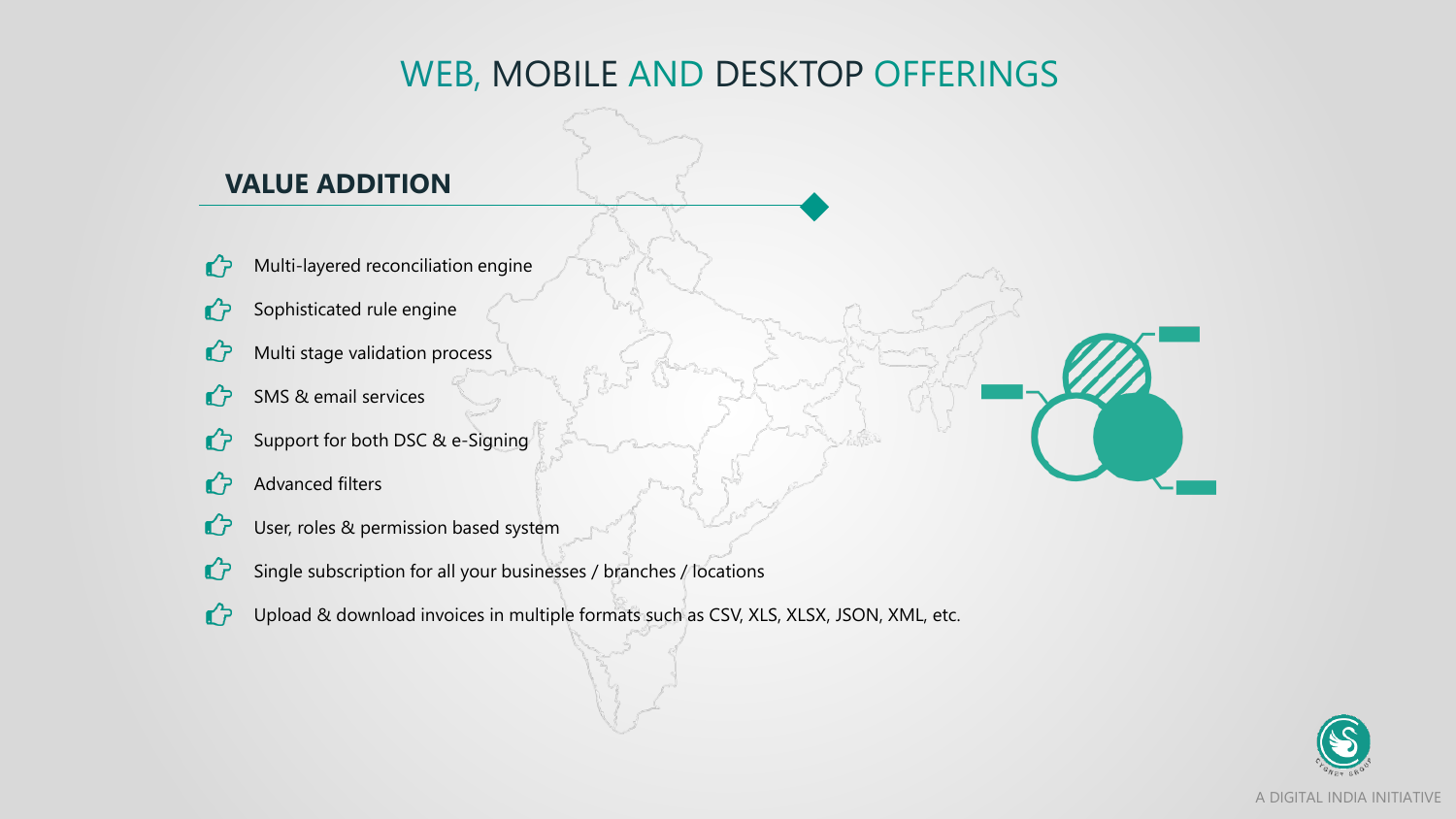# WEB, MOBILE AND DESKTOP OFFERINGS

## VALUE ADDITION

- Multi-layered reconciliation engine
- Sophisticated rule engine
- Multi stage validation process
- SMS & email services
- Support for both DSC & e-Signing
- Advanced filters
- User, roles & permission based system
- Single subscription for all your businesses / branches / locations
- Upload & download invoices in multiple formats such as CSV, XLS, XLSX, JSON, XML, etc.

A DIGITAL INDIA INITIATIVE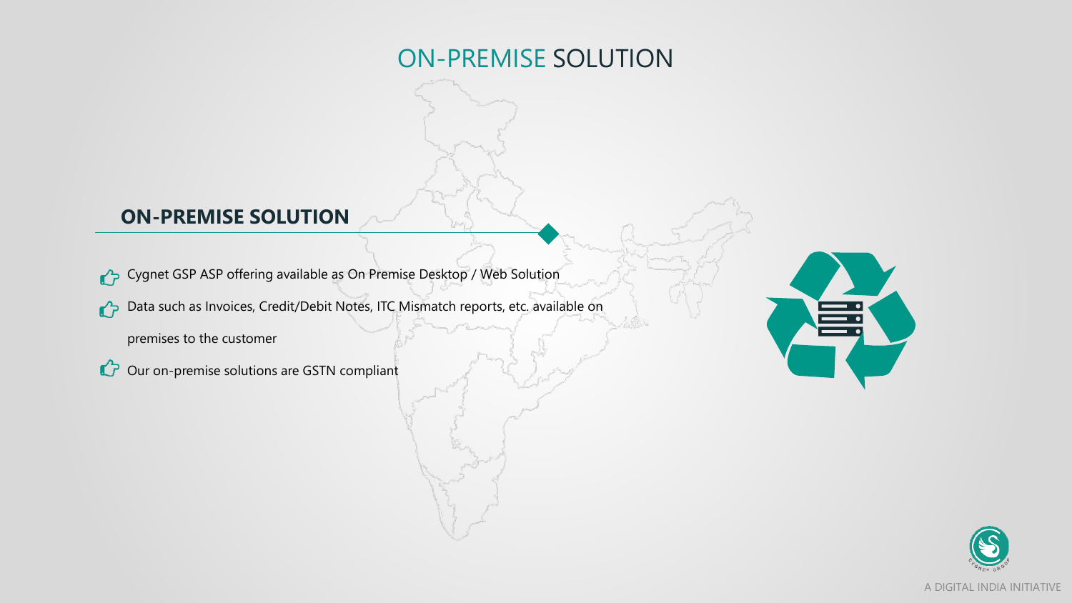# ON-PREMISE SOLUTION

## ON-PREMISE SOLUTION

- Cygnet GSP ASP offering available as On Premise Desktop / Web Solution
- Data such as Invoices, Credit/Debit Notes, ITC Mismatch reports, etc. available on premises to the customer
- Our on-premise solutions are GSTN compliant

A DIGITAL INDIA INITIATIVE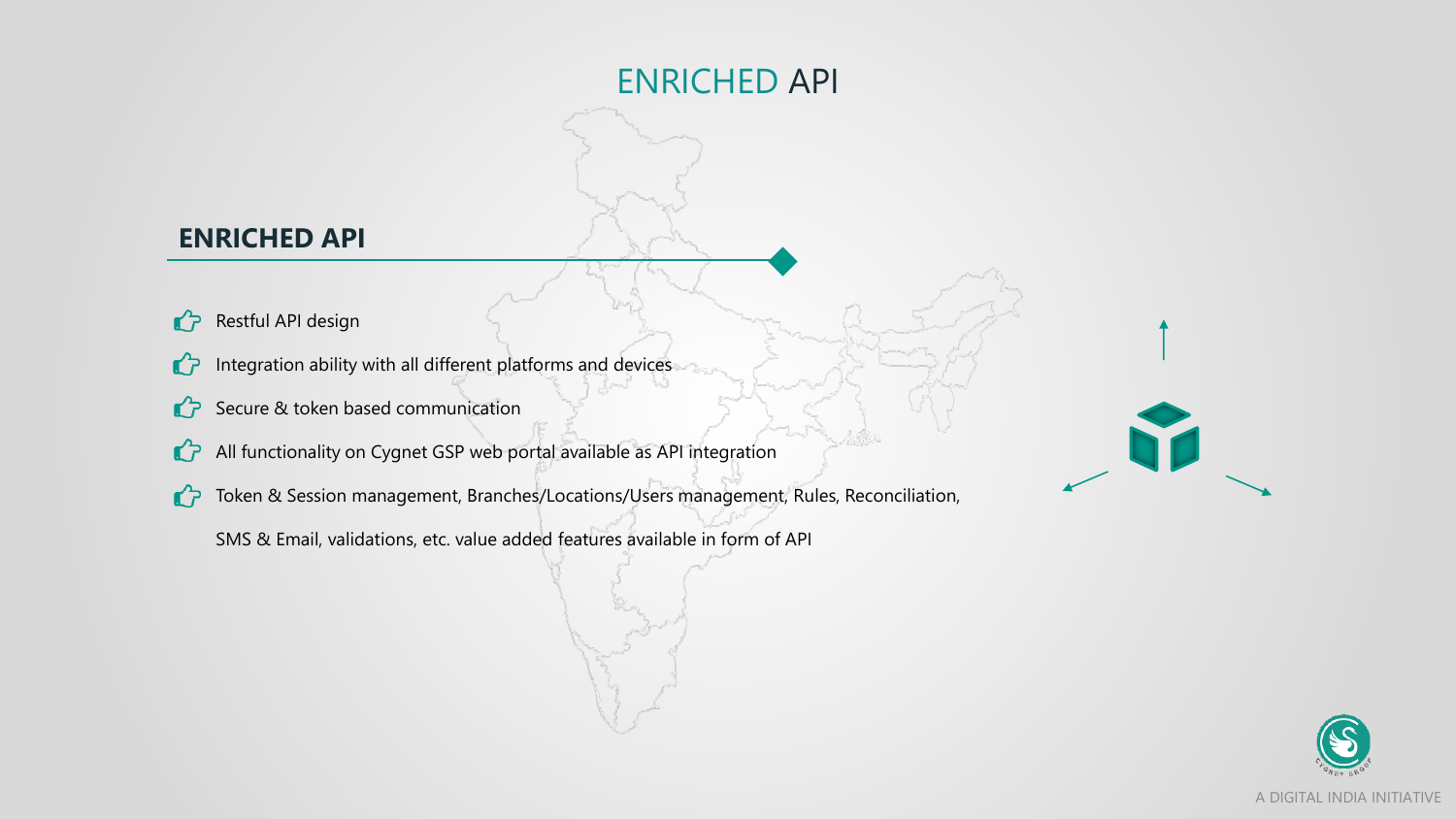# ENRICHED API

## ENRICHED API

- Restful API design
- Integration ability with all different platforms and devices
- Secure & token based communication
- All functionality on Cygnet GSP web portal available as API integration
- Token & Session management, Branches/Locations/Users management, Rules, Reconciliation, SMS & Email, validations, etc. value added features available in form of API

A DIGITAL INDIA INITIATIVE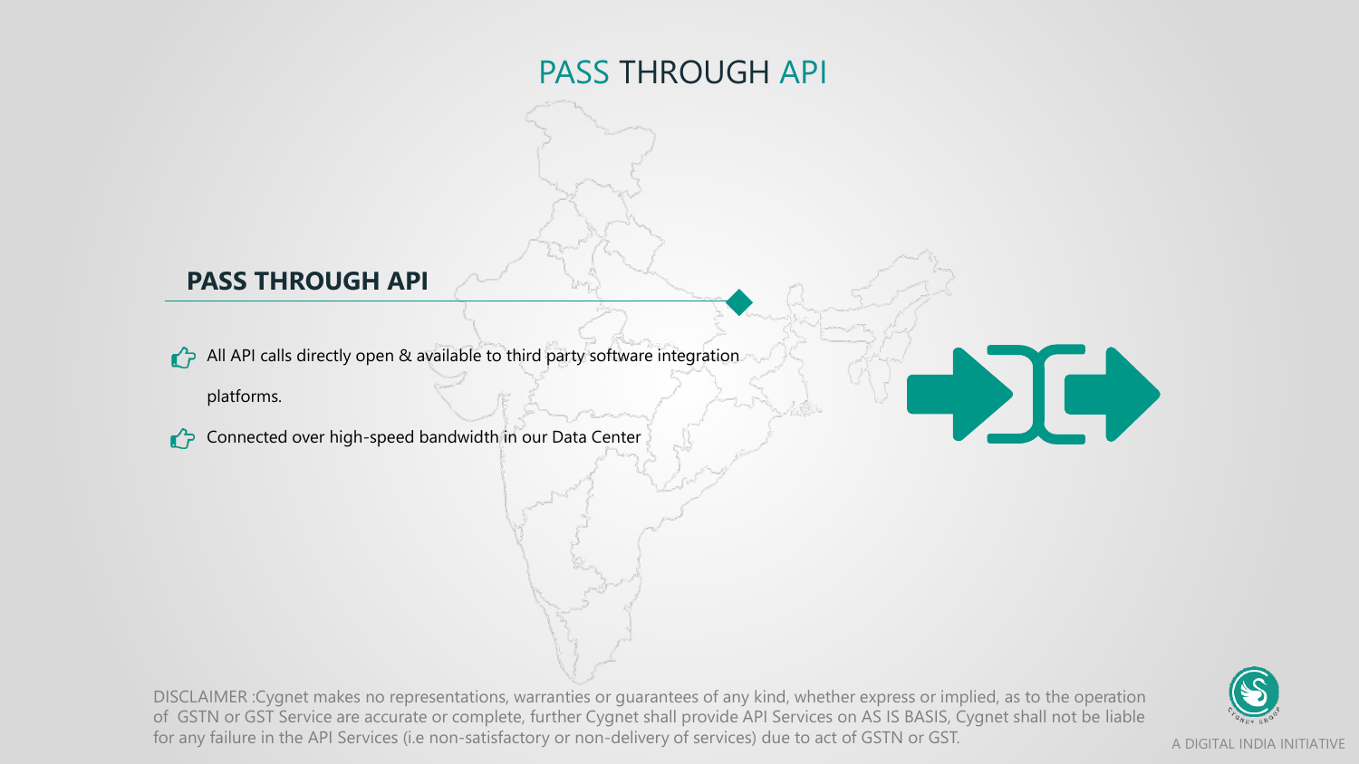# PASS THROUGH API

## PASS THROUGH API

- All API calls directly open & available to third party software integration platforms.
- Connected over high-speed bandwidth in our Data Center

DISCLAIMER :Cygnet makes no representations, warranties or guarantees of any kind, whether express or implied, as to the operation of GSTN or GST Service are accurate or complete, further Cygnet shall provide API Services on AS IS BASIS, Cygnet shall not be liable for any failure in the API Services (i.e non-satisfactory or non-delivery of services) due to act of GSTN or GST.

A DIGITAL INDIA INITIATIVE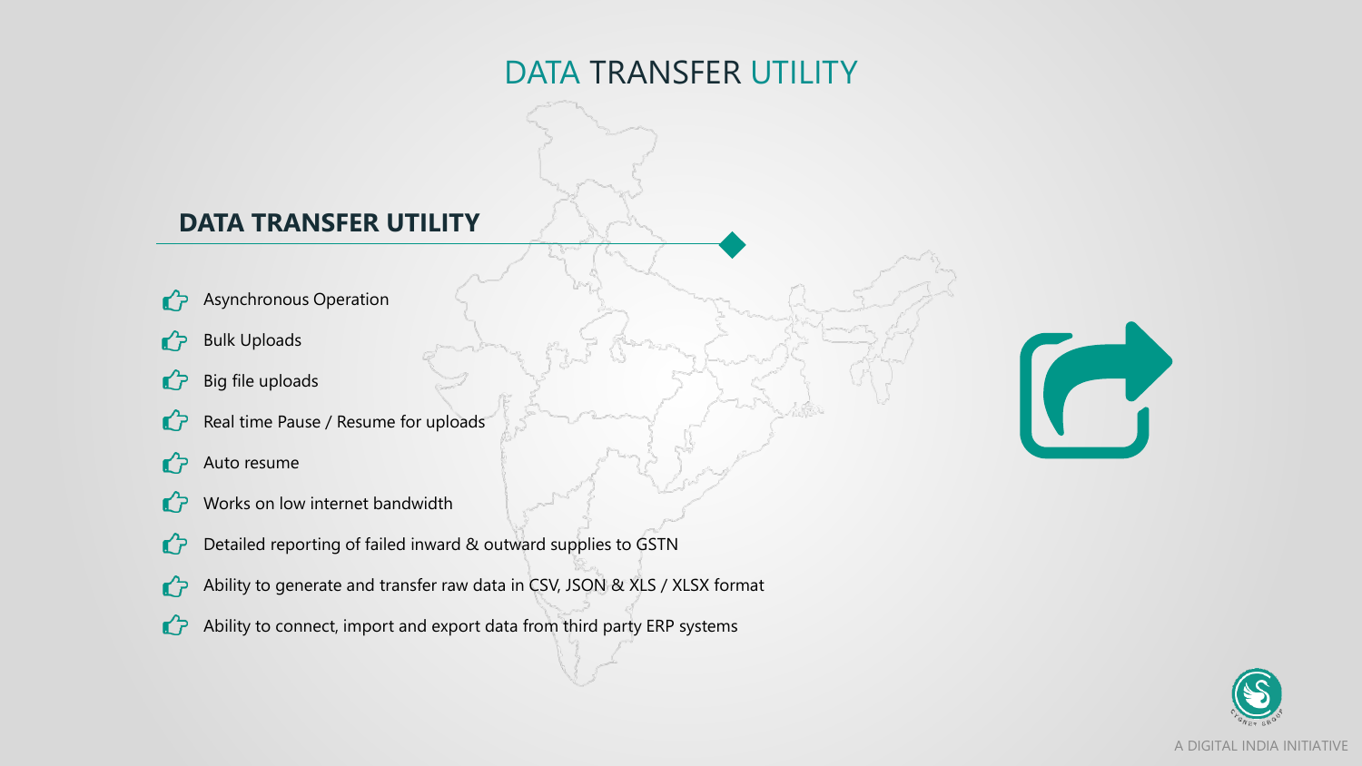# DATA TRANSFER UTILITY

## DATA TRANSFER UTILITY

- Asynchronous Operation
- Bulk Uploads
- Big file uploads
- Real time Pause / Resume for uploads
- Auto resume
- Works on low internet bandwidth
- Detailed reporting of failed inward & outward supplies to GSTN
- Ability to generate and transfer raw data in CSV, JSON & XLS / XLSX format
- Ability to connect, import and export data from third party ERP systems

A DIGITAL INDIA INITIATIVE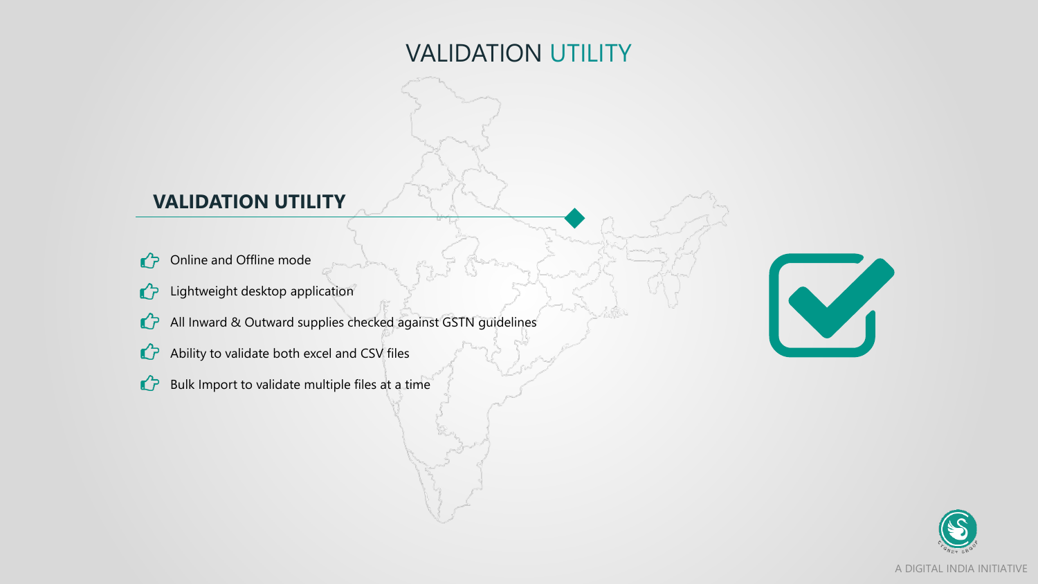# VALIDATION UTILITY

## VALIDATION UTILITY

- Online and Offline mode
- Lightweight desktop application
- All Inward & Outward supplies checked against GSTN guidelines
- Ability to validate both excel and CSV files
- Bulk Import to validate multiple files at a time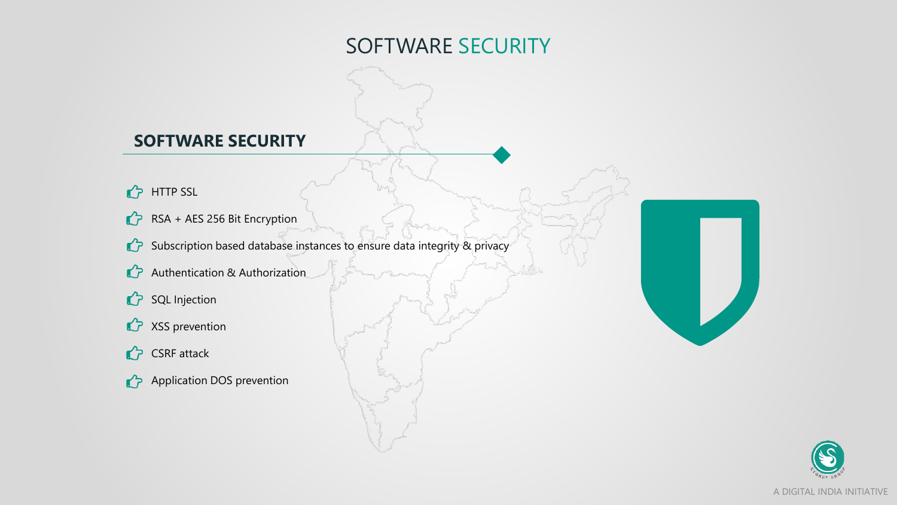# SOFTWARE SECURITY

## SOFTWARE SECURITY

- HTTP SSL
- RSA + AES 256 Bit Encryption
- Subscription based database instances to ensure data integrity & privacy
- Authentication & Authorization
- SQL Injection
- XSS prevention
- CSRF attack
- Application DOS prevention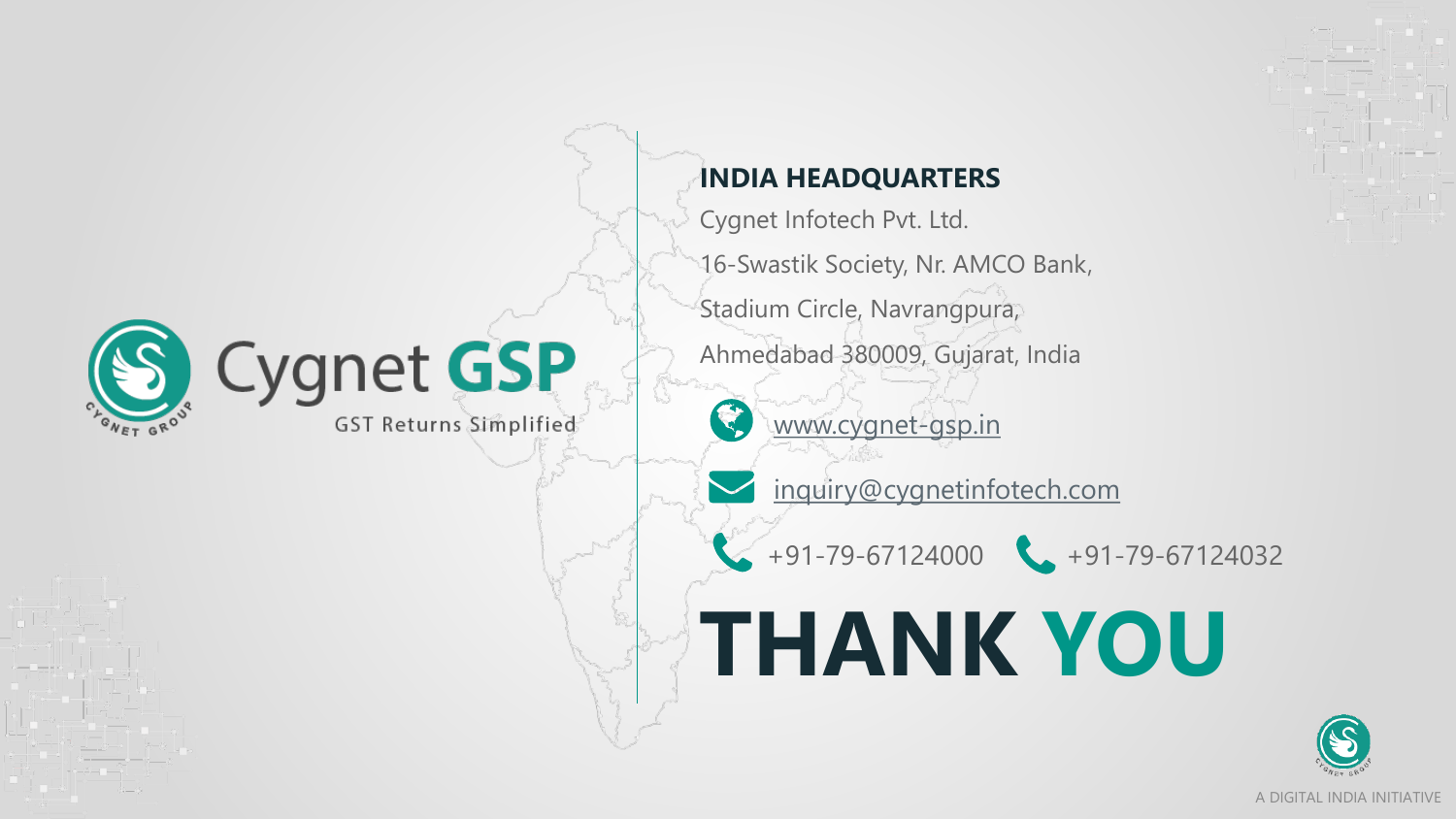Cygnet GSP

GST Returns Simplified

## INDIA HEADQUARTERS

Cygnet Infotech Pvt. Ltd.

16-Swastik Society, Nr. AMCO Bank,

Stadium Circle, Navrangpura,

Ahmedabad 380009, Gujarat, India

www.cygnet-gsp.in

inquiry@cygnetinfotech.com

+91-79-67124000 +91-79-67124032

# THANK YOU

A DIGITAL INDIA INITIATIVE